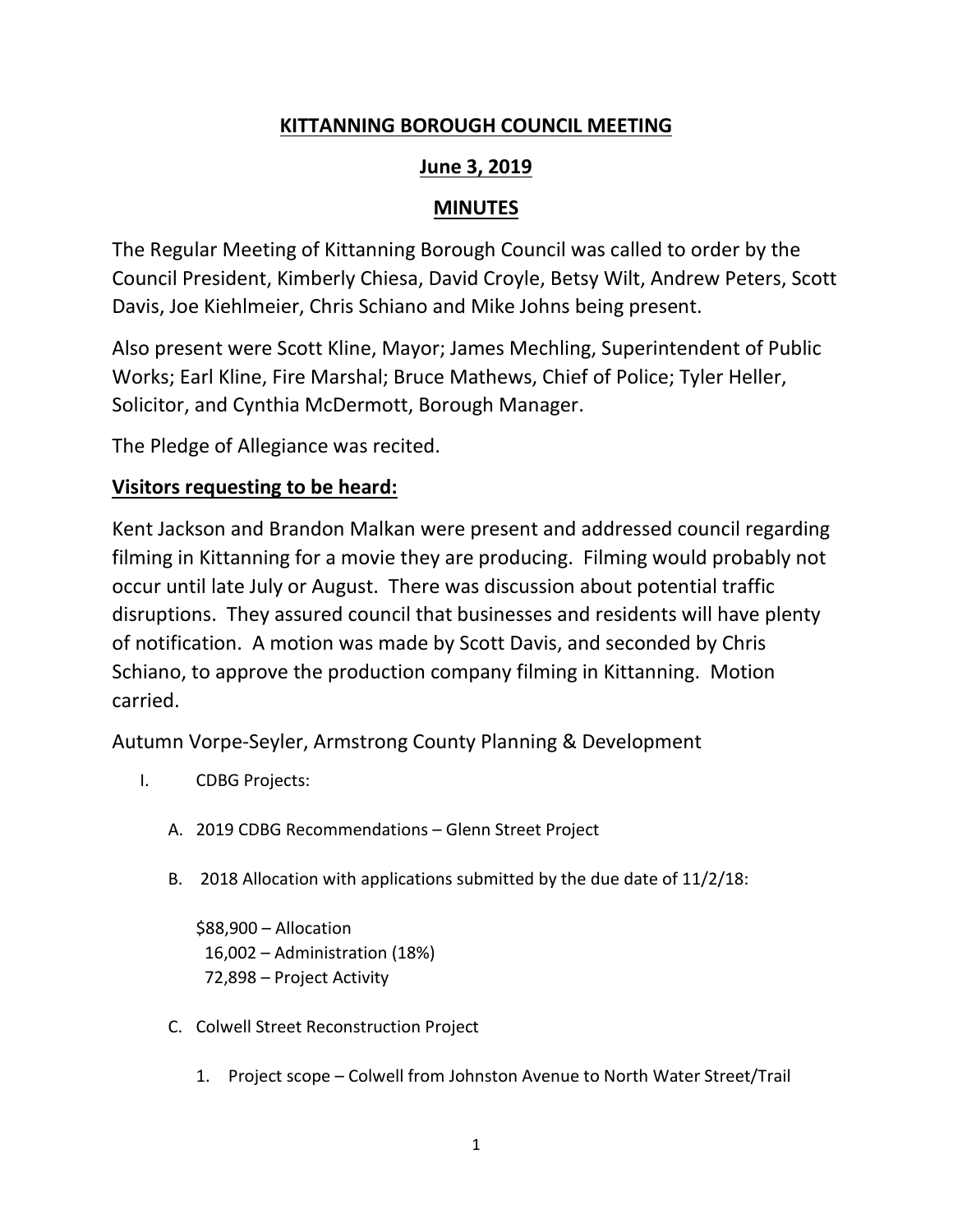# KITTANNING BOROUGH COUNCIL MEETING

## June 3, 2019

## MINUTES

The Regular Meeting of Kittanning Borough Council was called to order by the Council President, Kimberly Chiesa, David Croyle, Betsy Wilt, Andrew Peters, Scott Davis, Joe Kiehlmeier, Chris Schiano and Mike Johns being present.

Also present were Scott Kline, Mayor; James Mechling, Superintendent of Public Works; Earl Kline, Fire Marshal; Bruce Mathews, Chief of Police; Tyler Heller, Solicitor, and Cynthia McDermott, Borough Manager.

The Pledge of Allegiance was recited.

### Visitors requesting to be heard:

Kent Jackson and Brandon Malkan were present and addressed council regarding filming in Kittanning for a movie they are producing. Filming would probably not occur until late July or August. There was discussion about potential traffic disruptions. They assured council that businesses and residents will have plenty of notification. A motion was made by Scott Davis, and seconded by Chris Schiano, to approve the production company filming in Kittanning. Motion carried.

Autumn Vorpe-Seyler, Armstrong County Planning & Development

I. CDBG Projects:

   A. 2019 CDBG Recommendations – Glenn Street Project

   B. 2018 Allocation with applications submitted by the due date of 11/2/18:

      $88,900 – Allocation
      16,002 – Administration (18%)
      72,898 – Project Activity

   C. Colwell Street Reconstruction Project

      1. Project scope – Colwell from Johnston Avenue to North Water Street/Trail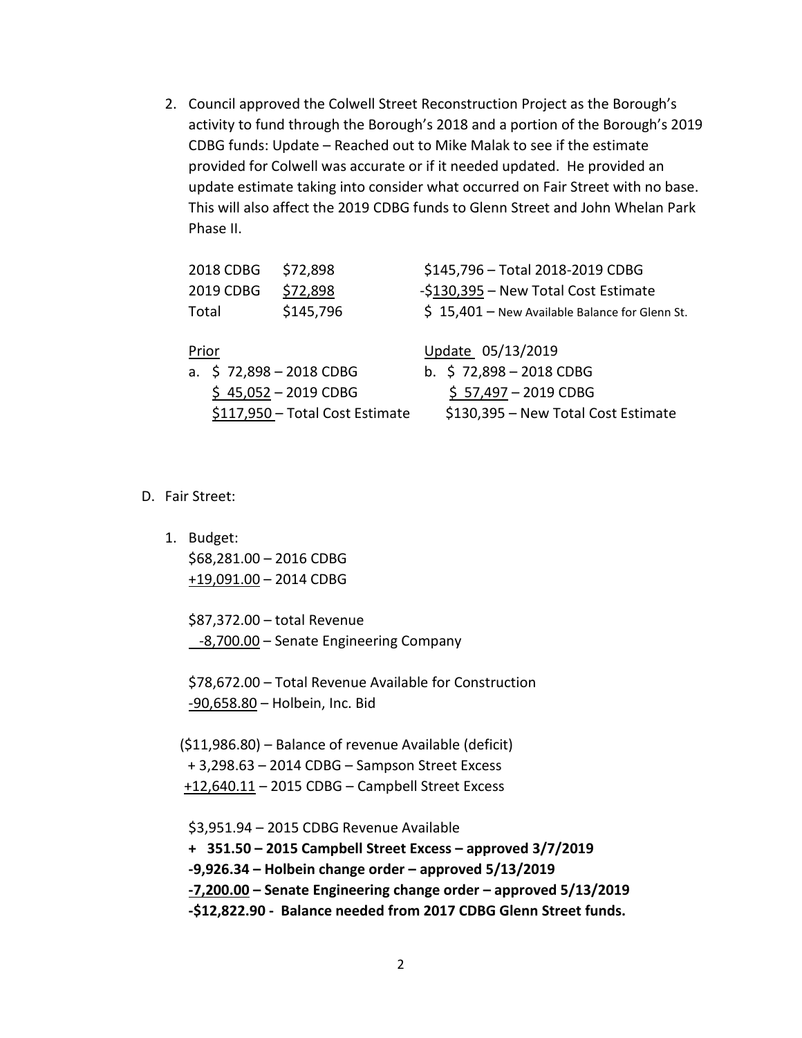2. Council approved the Colwell Street Reconstruction Project as the Borough's activity to fund through the Borough's 2018 and a portion of the Borough's 2019 CDBG funds: Update – Reached out to Mike Malak to see if the estimate provided for Colwell was accurate or if it needed updated. He provided an update estimate taking into consider what occurred on Fair Street with no base. This will also affect the 2019 CDBG funds to Glenn Street and John Whelan Park Phase II.

| | | |
|---|---|---|
| 2018 CDBG | $72,898 | $145,796 – Total 2018-2019 CDBG |
| 2019 CDBG | $72,898 | -$130,395 – New Total Cost Estimate |
| Total | $145,796 | $ 15,401 – New Available Balance for Glenn St. |

| Prior | Update 05/13/2019 |
|---|---|
| a. $ 72,898 – 2018 CDBG | b. $ 72,898 – 2018 CDBG |
| $ 45,052 – 2019 CDBG | $ 57,497 – 2019 CDBG |
| $117,950 – Total Cost Estimate | $130,395 – New Total Cost Estimate |

D. Fair Street:

1. Budget:
   $68,281.00 – 2016 CDBG
   +19,091.00 – 2014 CDBG

   $87,372.00 – total Revenue
   -8,700.00 – Senate Engineering Company

   $78,672.00 – Total Revenue Available for Construction
   -90,658.80 – Holbein, Inc. Bid

   ($11,986.80) – Balance of revenue Available (deficit)
   + 3,298.63 – 2014 CDBG – Sampson Street Excess
   +12,640.11 – 2015 CDBG – Campbell Street Excess

   $3,951.94 – 2015 CDBG Revenue Available
   **+ 351.50 – 2015 Campbell Street Excess – approved 3/7/2019**
   **-9,926.34 – Holbein change order – approved 5/13/2019**
   **-7,200.00 – Senate Engineering change order – approved 5/13/2019**
   **-$12,822.90 - Balance needed from 2017 CDBG Glenn Street funds.**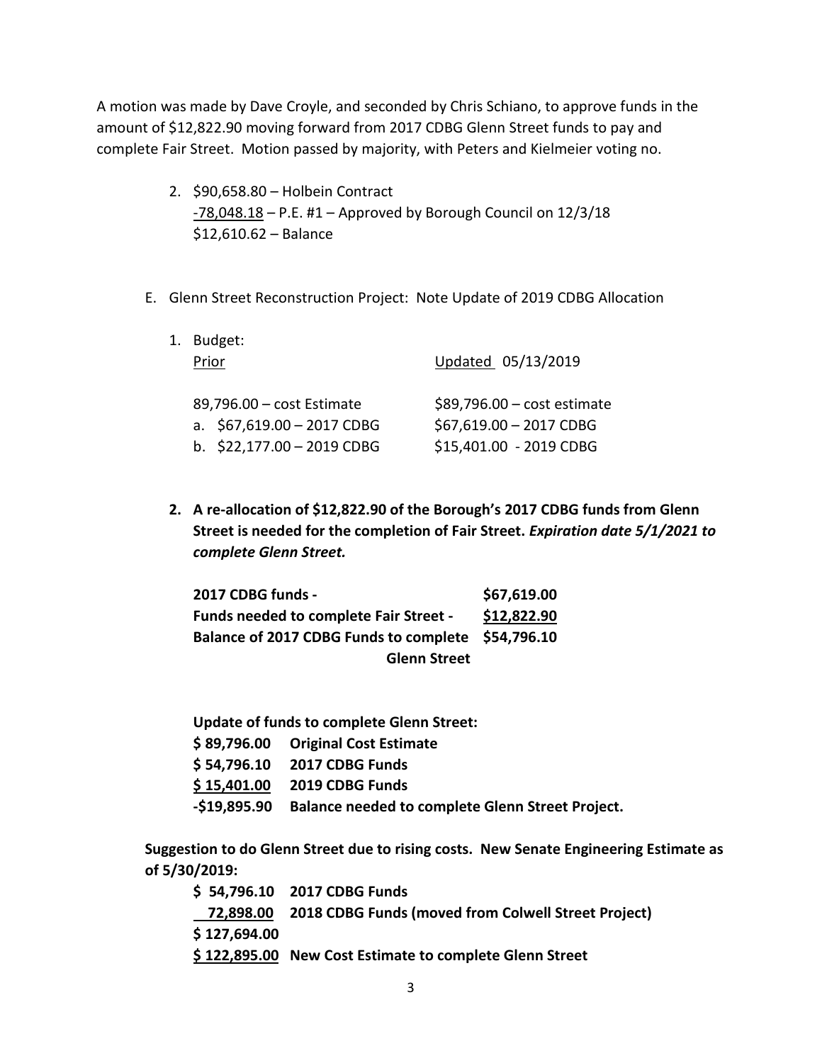A motion was made by Dave Croyle, and seconded by Chris Schiano, to approve funds in the amount of $12,822.90 moving forward from 2017 CDBG Glenn Street funds to pay and complete Fair Street. Motion passed by majority, with Peters and Kielmeier voting no.

2. $90,658.80 – Holbein Contract
   <u>-78,048.18</u> – P.E. #1 – Approved by Borough Council on 12/3/18
   $12,610.62 – Balance

E. Glenn Street Reconstruction Project: Note Update of 2019 CDBG Allocation

1. Budget:

| <u>Prior</u> | <u>Updated</u> 05/13/2019 |
|---|---|
| 89,796.00 – cost Estimate | $89,796.00 – cost estimate |
| a. $67,619.00 – 2017 CDBG | $67,619.00 – 2017 CDBG |
| b. $22,177.00 – 2019 CDBG | $15,401.00 - 2019 CDBG |

2. **A re-allocation of $12,822.90 of the Borough's 2017 CDBG funds from Glenn Street is needed for the completion of Fair Street.** ***Expiration date 5/1/2021 to complete Glenn Street.***

| | |
|---|---|
| **2017 CDBG funds -** | **$67,619.00** |
| **Funds needed to complete Fair Street -** | **<u>$12,822.90</u>** |
| **Balance of 2017 CDBG Funds to complete Glenn Street** | **$54,796.10** |

**Update of funds to complete Glenn Street:**

**$ 89,796.00 Original Cost Estimate**
**$ 54,796.10 2017 CDBG Funds**
**<u>$ 15,401.00</u> 2019 CDBG Funds**
**-$19,895.90 Balance needed to complete Glenn Street Project.**

**Suggestion to do Glenn Street due to rising costs. New Senate Engineering Estimate as of 5/30/2019:**

**$ 54,796.10 2017 CDBG Funds**
**<u>72,898.00</u> 2018 CDBG Funds (moved from Colwell Street Project)**
**$ 127,694.00**
**<u>$ 122,895.00</u> New Cost Estimate to complete Glenn Street**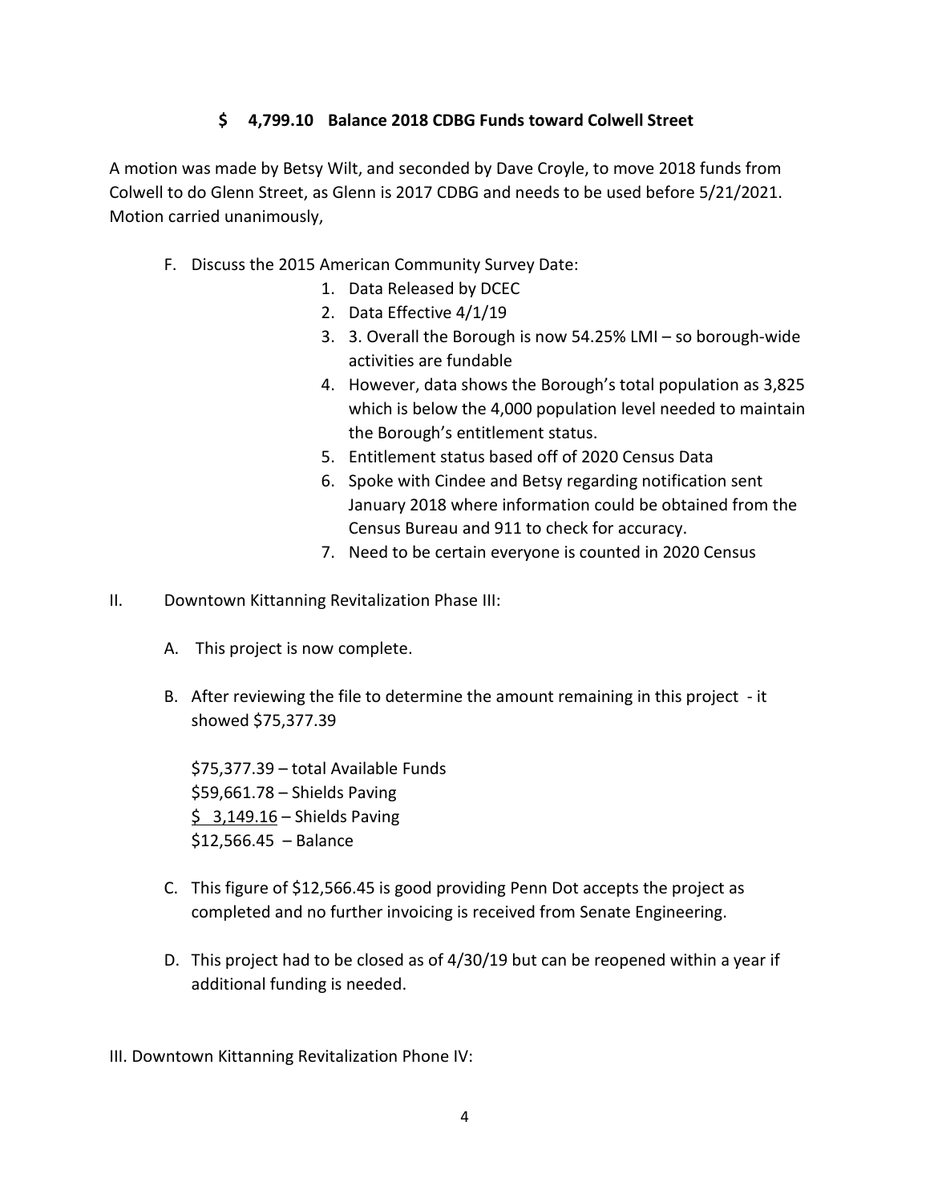**$ 4,799.10 Balance 2018 CDBG Funds toward Colwell Street**

A motion was made by Betsy Wilt, and seconded by Dave Croyle, to move 2018 funds from Colwell to do Glenn Street, as Glenn is 2017 CDBG and needs to be used before 5/21/2021. Motion carried unanimously,

F. Discuss the 2015 American Community Survey Date:
   1. Data Released by DCEC
   2. Data Effective 4/1/19
   3. 3. Overall the Borough is now 54.25% LMI – so borough-wide activities are fundable
   4. However, data shows the Borough's total population as 3,825 which is below the 4,000 population level needed to maintain the Borough's entitlement status.
   5. Entitlement status based off of 2020 Census Data
   6. Spoke with Cindee and Betsy regarding notification sent January 2018 where information could be obtained from the Census Bureau and 911 to check for accuracy.
   7. Need to be certain everyone is counted in 2020 Census

II. Downtown Kittanning Revitalization Phase III:

A. This project is now complete.

B. After reviewing the file to determine the amount remaining in this project - it showed $75,377.39

   $75,377.39 – total Available Funds
   $59,661.78 – Shields Paving
   $ 3,149.16 – Shields Paving
   $12,566.45 – Balance

C. This figure of $12,566.45 is good providing Penn Dot accepts the project as completed and no further invoicing is received from Senate Engineering.

D. This project had to be closed as of 4/30/19 but can be reopened within a year if additional funding is needed.

III. Downtown Kittanning Revitalization Phone IV: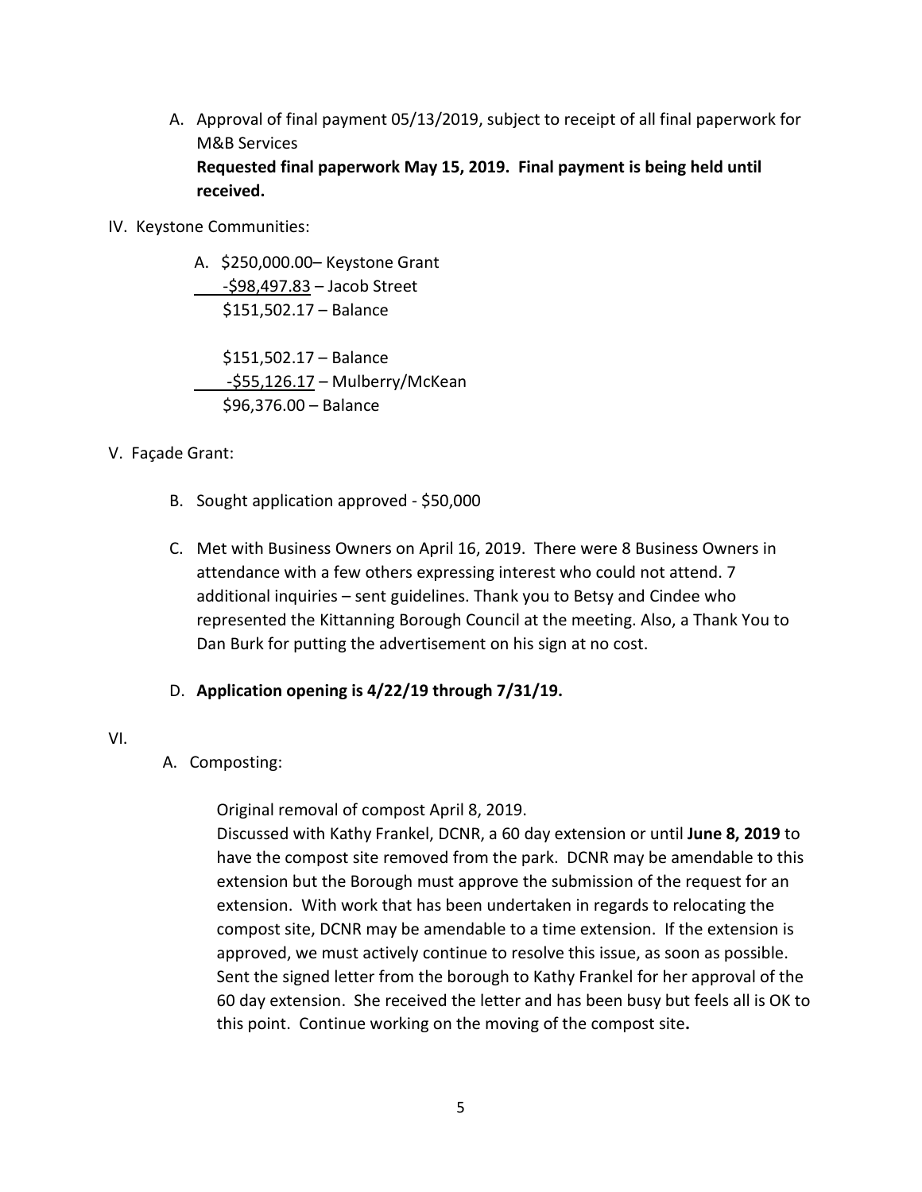A. Approval of final payment 05/13/2019, subject to receipt of all final paperwork for M&B Services
   **Requested final paperwork May 15, 2019. Final payment is being held until received.**

IV. Keystone Communities:

A. $250,000.00– Keystone Grant
   <u>-$98,497.83</u> – Jacob Street
   $151,502.17 – Balance

   $151,502.17 – Balance
   <u>-$55,126.17</u> – Mulberry/McKean
   $96,376.00 – Balance

V. Façade Grant:

B. Sought application approved - $50,000

C. Met with Business Owners on April 16, 2019. There were 8 Business Owners in attendance with a few others expressing interest who could not attend. 7 additional inquiries – sent guidelines. Thank you to Betsy and Cindee who represented the Kittanning Borough Council at the meeting. Also, a Thank You to Dan Burk for putting the advertisement on his sign at no cost.

D. **Application opening is 4/22/19 through 7/31/19.**

VI.

A. Composting:

   Original removal of compost April 8, 2019.
   Discussed with Kathy Frankel, DCNR, a 60 day extension or until **June 8, 2019** to have the compost site removed from the park. DCNR may be amendable to this extension but the Borough must approve the submission of the request for an extension. With work that has been undertaken in regards to relocating the compost site, DCNR may be amendable to a time extension. If the extension is approved, we must actively continue to resolve this issue, as soon as possible. Sent the signed letter from the borough to Kathy Frankel for her approval of the 60 day extension. She received the letter and has been busy but feels all is OK to this point. Continue working on the moving of the compost site.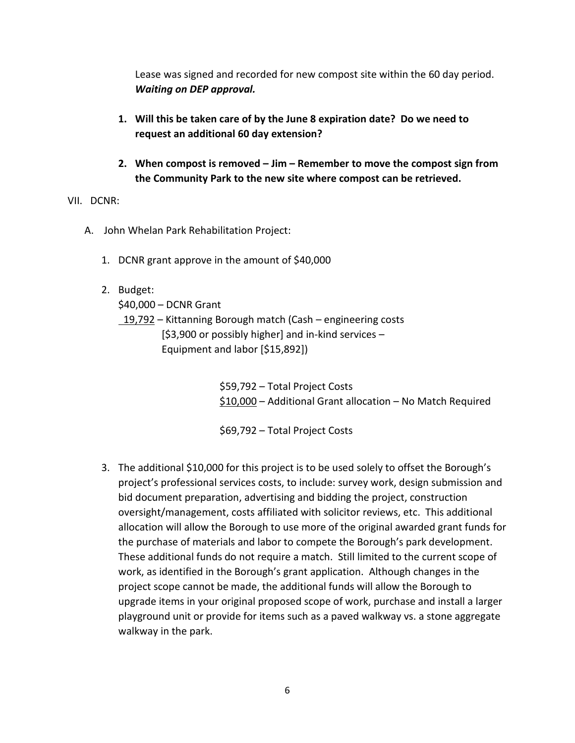Lease was signed and recorded for new compost site within the 60 day period. ***Waiting on DEP approval.***

1. **Will this be taken care of by the June 8 expiration date? Do we need to request an additional 60 day extension?**

2. **When compost is removed – Jim – Remember to move the compost sign from the Community Park to the new site where compost can be retrieved.**

VII. DCNR:

A. John Whelan Park Rehabilitation Project:

1. DCNR grant approve in the amount of $40,000

2. Budget:

   $40,000 – DCNR Grant
   <u>19,792</u> – Kittanning Borough match (Cash – engineering costs [$3,900 or possibly higher] and in-kind services – Equipment and labor [$15,892])

   $59,792 – Total Project Costs
   <u>$10,000</u> – Additional Grant allocation – No Match Required

   $69,792 – Total Project Costs

3. The additional $10,000 for this project is to be used solely to offset the Borough's project's professional services costs, to include: survey work, design submission and bid document preparation, advertising and bidding the project, construction oversight/management, costs affiliated with solicitor reviews, etc. This additional allocation will allow the Borough to use more of the original awarded grant funds for the purchase of materials and labor to compete the Borough's park development. These additional funds do not require a match. Still limited to the current scope of work, as identified in the Borough's grant application. Although changes in the project scope cannot be made, the additional funds will allow the Borough to upgrade items in your original proposed scope of work, purchase and install a larger playground unit or provide for items such as a paved walkway vs. a stone aggregate walkway in the park.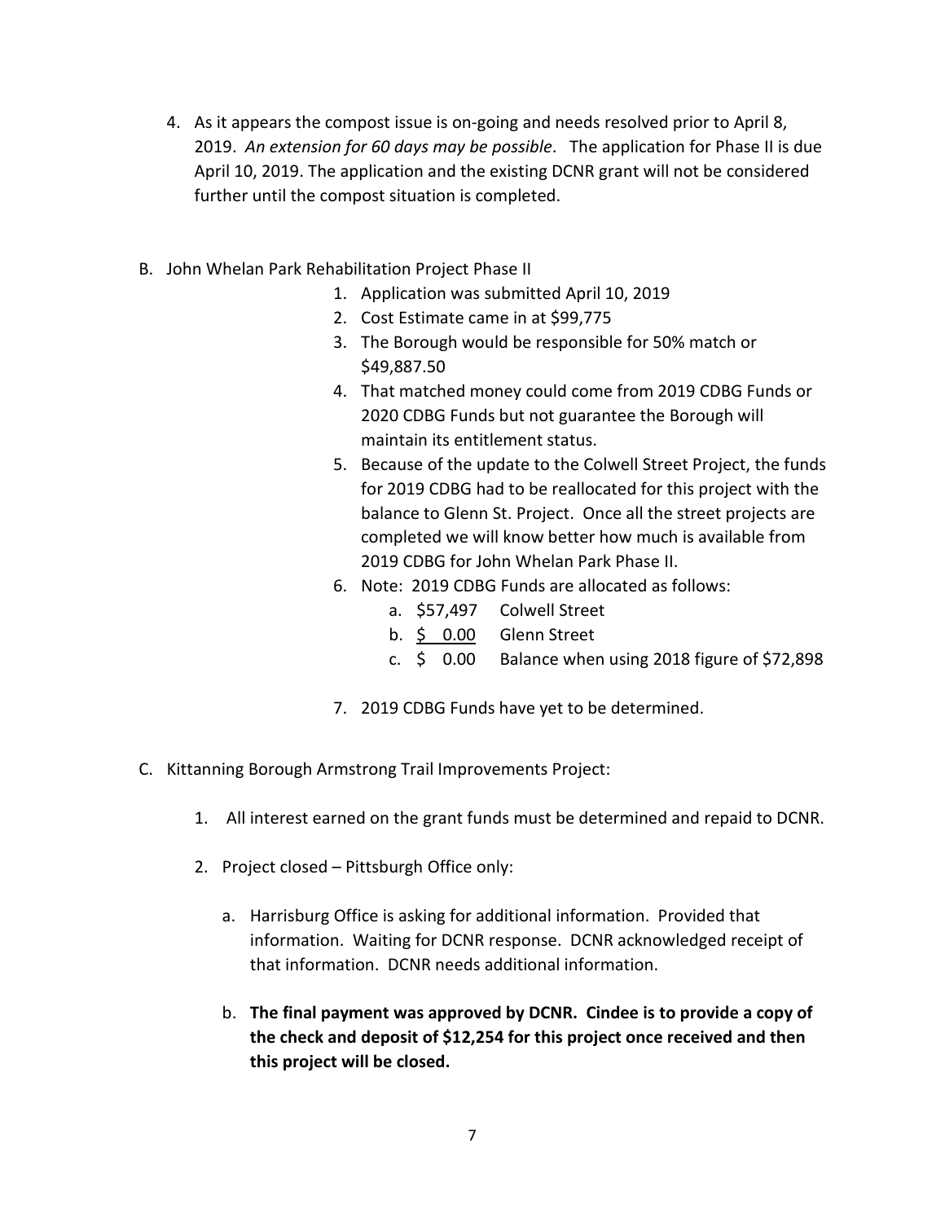4. As it appears the compost issue is on-going and needs resolved prior to April 8, 2019. *An extension for 60 days may be possible*. The application for Phase II is due April 10, 2019. The application and the existing DCNR grant will not be considered further until the compost situation is completed.

B. John Whelan Park Rehabilitation Project Phase II

1. Application was submitted April 10, 2019
2. Cost Estimate came in at $99,775
3. The Borough would be responsible for 50% match or $49,887.50
4. That matched money could come from 2019 CDBG Funds or 2020 CDBG Funds but not guarantee the Borough will maintain its entitlement status.
5. Because of the update to the Colwell Street Project, the funds for 2019 CDBG had to be reallocated for this project with the balance to Glenn St. Project. Once all the street projects are completed we will know better how much is available from 2019 CDBG for John Whelan Park Phase II.
6. Note: 2019 CDBG Funds are allocated as follows:
   a. $57,497 Colwell Street
   b. $ 0.00 Glenn Street
   c. $ 0.00 Balance when using 2018 figure of $72,898
7. 2019 CDBG Funds have yet to be determined.

C. Kittanning Borough Armstrong Trail Improvements Project:

1. All interest earned on the grant funds must be determined and repaid to DCNR.
2. Project closed – Pittsburgh Office only:
   a. Harrisburg Office is asking for additional information. Provided that information. Waiting for DCNR response. DCNR acknowledged receipt of that information. DCNR needs additional information.
   b. **The final payment was approved by DCNR. Cindee is to provide a copy of the check and deposit of $12,254 for this project once received and then this project will be closed.**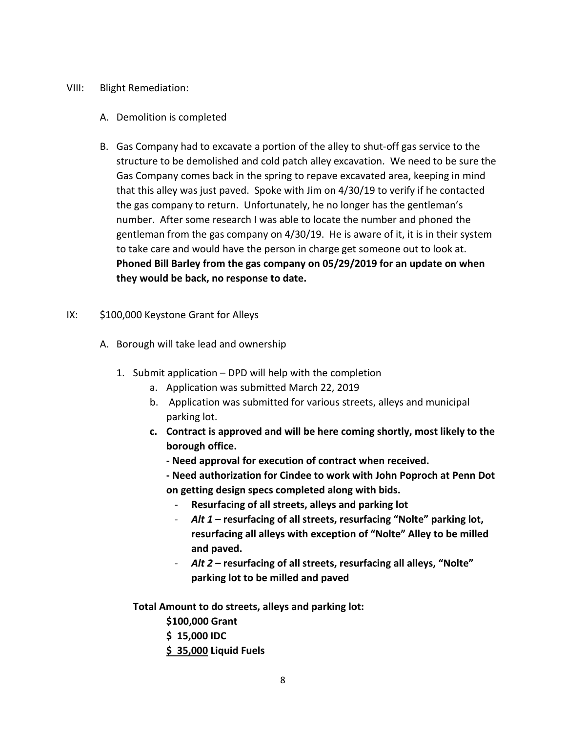VIII: Blight Remediation:

A. Demolition is completed

B. Gas Company had to excavate a portion of the alley to shut-off gas service to the structure to be demolished and cold patch alley excavation. We need to be sure the Gas Company comes back in the spring to repave excavated area, keeping in mind that this alley was just paved. Spoke with Jim on 4/30/19 to verify if he contacted the gas company to return. Unfortunately, he no longer has the gentleman's number. After some research I was able to locate the number and phoned the gentleman from the gas company on 4/30/19. He is aware of it, it is in their system to take care and would have the person in charge get someone out to look at. **Phoned Bill Barley from the gas company on 05/29/2019 for an update on when they would be back, no response to date.**

IX: $100,000 Keystone Grant for Alleys

A. Borough will take lead and ownership

1. Submit application – DPD will help with the completion
   a. Application was submitted March 22, 2019
   b. Application was submitted for various streets, alleys and municipal parking lot.
   c. **Contract is approved and will be here coming shortly, most likely to the borough office.**
      **- Need approval for execution of contract when received.**
      **- Need authorization for Cindee to work with John Poproch at Penn Dot on getting design specs completed along with bids.**
      - **Resurfacing of all streets, alleys and parking lot**
      - ***Alt 1* – resurfacing of all streets, resurfacing "Nolte" parking lot, resurfacing all alleys with exception of "Nolte" Alley to be milled and paved.**
      - ***Alt 2* – resurfacing of all streets, resurfacing all alleys, "Nolte" parking lot to be milled and paved**

**Total Amount to do streets, alleys and parking lot:**

**$100,000 Grant**
**$ 15,000 IDC**
**$ 35,000 Liquid Fuels**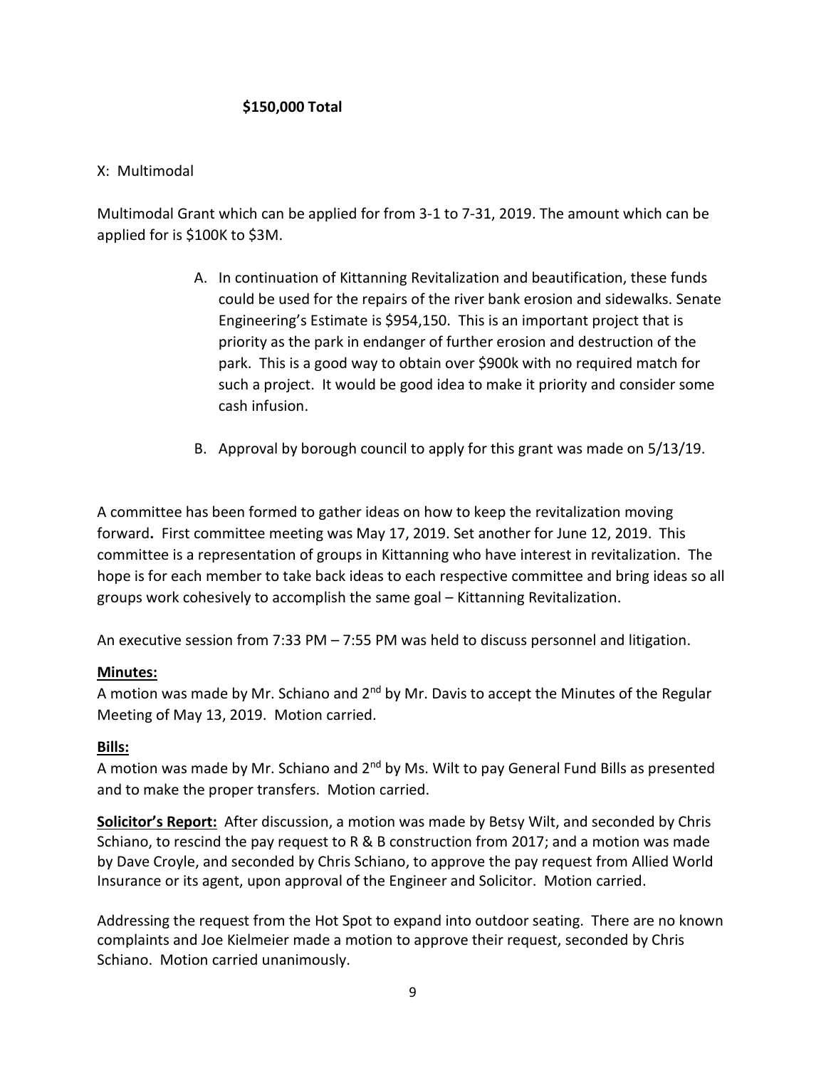**$150,000 Total**

X: Multimodal

Multimodal Grant which can be applied for from 3-1 to 7-31, 2019. The amount which can be applied for is $100K to $3M.

A. In continuation of Kittanning Revitalization and beautification, these funds could be used for the repairs of the river bank erosion and sidewalks. Senate Engineering's Estimate is $954,150. This is an important project that is priority as the park in endanger of further erosion and destruction of the park. This is a good way to obtain over $900k with no required match for such a project. It would be good idea to make it priority and consider some cash infusion.

B. Approval by borough council to apply for this grant was made on 5/13/19.

A committee has been formed to gather ideas on how to keep the revitalization moving forward**.** First committee meeting was May 17, 2019. Set another for June 12, 2019. This committee is a representation of groups in Kittanning who have interest in revitalization. The hope is for each member to take back ideas to each respective committee and bring ideas so all groups work cohesively to accomplish the same goal – Kittanning Revitalization.

An executive session from 7:33 PM – 7:55 PM was held to discuss personnel and litigation.

**Minutes:**
A motion was made by Mr. Schiano and 2nd by Mr. Davis to accept the Minutes of the Regular Meeting of May 13, 2019. Motion carried.

**Bills:**
A motion was made by Mr. Schiano and 2nd by Ms. Wilt to pay General Fund Bills as presented and to make the proper transfers. Motion carried.

**Solicitor's Report:** After discussion, a motion was made by Betsy Wilt, and seconded by Chris Schiano, to rescind the pay request to R & B construction from 2017; and a motion was made by Dave Croyle, and seconded by Chris Schiano, to approve the pay request from Allied World Insurance or its agent, upon approval of the Engineer and Solicitor. Motion carried.

Addressing the request from the Hot Spot to expand into outdoor seating. There are no known complaints and Joe Kielmeier made a motion to approve their request, seconded by Chris Schiano. Motion carried unanimously.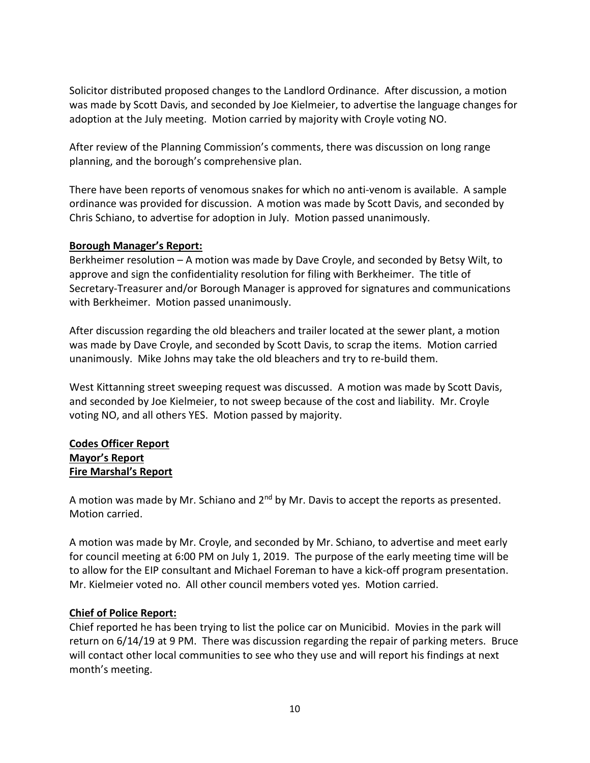Solicitor distributed proposed changes to the Landlord Ordinance. After discussion, a motion was made by Scott Davis, and seconded by Joe Kielmeier, to advertise the language changes for adoption at the July meeting. Motion carried by majority with Croyle voting NO.

After review of the Planning Commission's comments, there was discussion on long range planning, and the borough's comprehensive plan.

There have been reports of venomous snakes for which no anti-venom is available. A sample ordinance was provided for discussion. A motion was made by Scott Davis, and seconded by Chris Schiano, to advertise for adoption in July. Motion passed unanimously.

**Borough Manager's Report:**

Berkheimer resolution – A motion was made by Dave Croyle, and seconded by Betsy Wilt, to approve and sign the confidentiality resolution for filing with Berkheimer. The title of Secretary-Treasurer and/or Borough Manager is approved for signatures and communications with Berkheimer. Motion passed unanimously.

After discussion regarding the old bleachers and trailer located at the sewer plant, a motion was made by Dave Croyle, and seconded by Scott Davis, to scrap the items. Motion carried unanimously. Mike Johns may take the old bleachers and try to re-build them.

West Kittanning street sweeping request was discussed. A motion was made by Scott Davis, and seconded by Joe Kielmeier, to not sweep because of the cost and liability. Mr. Croyle voting NO, and all others YES. Motion passed by majority.

**Codes Officer Report**
**Mayor's Report**
**Fire Marshal's Report**

A motion was made by Mr. Schiano and 2nd by Mr. Davis to accept the reports as presented. Motion carried.

A motion was made by Mr. Croyle, and seconded by Mr. Schiano, to advertise and meet early for council meeting at 6:00 PM on July 1, 2019. The purpose of the early meeting time will be to allow for the EIP consultant and Michael Foreman to have a kick-off program presentation. Mr. Kielmeier voted no. All other council members voted yes. Motion carried.

**Chief of Police Report:**

Chief reported he has been trying to list the police car on Municibid. Movies in the park will return on 6/14/19 at 9 PM. There was discussion regarding the repair of parking meters. Bruce will contact other local communities to see who they use and will report his findings at next month's meeting.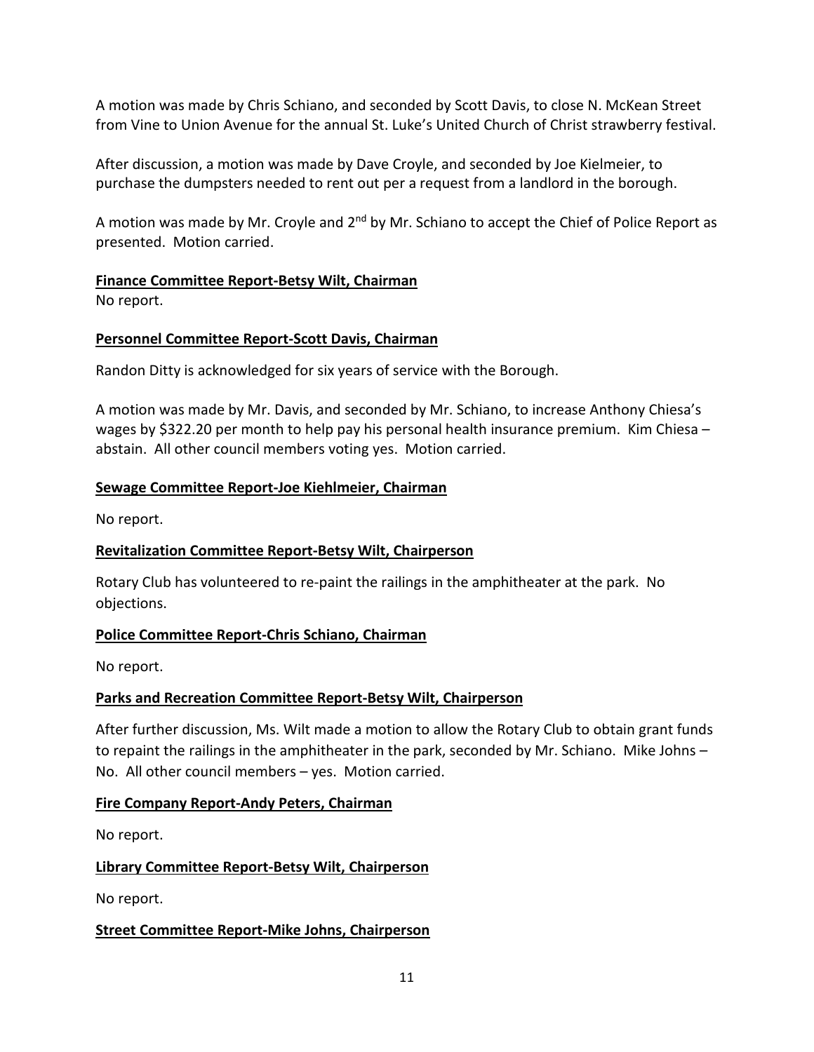A motion was made by Chris Schiano, and seconded by Scott Davis, to close N. McKean Street from Vine to Union Avenue for the annual St. Luke's United Church of Christ strawberry festival.

After discussion, a motion was made by Dave Croyle, and seconded by Joe Kielmeier, to purchase the dumpsters needed to rent out per a request from a landlord in the borough.

A motion was made by Mr. Croyle and 2nd by Mr. Schiano to accept the Chief of Police Report as presented. Motion carried.

**Finance Committee Report-Betsy Wilt, Chairman**

No report.

**Personnel Committee Report-Scott Davis, Chairman**

Randon Ditty is acknowledged for six years of service with the Borough.

A motion was made by Mr. Davis, and seconded by Mr. Schiano, to increase Anthony Chiesa's wages by $322.20 per month to help pay his personal health insurance premium. Kim Chiesa – abstain. All other council members voting yes. Motion carried.

**Sewage Committee Report-Joe Kiehlmeier, Chairman**

No report.

**Revitalization Committee Report-Betsy Wilt, Chairperson**

Rotary Club has volunteered to re-paint the railings in the amphitheater at the park. No objections.

**Police Committee Report-Chris Schiano, Chairman**

No report.

**Parks and Recreation Committee Report-Betsy Wilt, Chairperson**

After further discussion, Ms. Wilt made a motion to allow the Rotary Club to obtain grant funds to repaint the railings in the amphitheater in the park, seconded by Mr. Schiano. Mike Johns – No. All other council members – yes. Motion carried.

**Fire Company Report-Andy Peters, Chairman**

No report.

**Library Committee Report-Betsy Wilt, Chairperson**

No report.

**Street Committee Report-Mike Johns, Chairperson**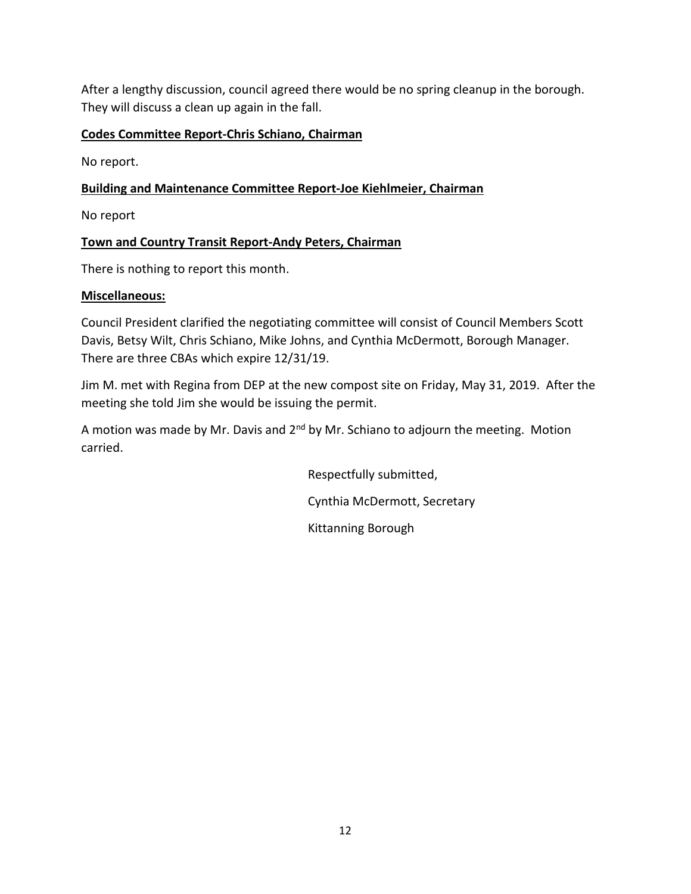After a lengthy discussion, council agreed there would be no spring cleanup in the borough. They will discuss a clean up again in the fall.

**Codes Committee Report-Chris Schiano, Chairman**

No report.

**Building and Maintenance Committee Report-Joe Kiehlmeier, Chairman**

No report

**Town and Country Transit Report-Andy Peters, Chairman**

There is nothing to report this month.

**Miscellaneous:**

Council President clarified the negotiating committee will consist of Council Members Scott Davis, Betsy Wilt, Chris Schiano, Mike Johns, and Cynthia McDermott, Borough Manager. There are three CBAs which expire 12/31/19.

Jim M. met with Regina from DEP at the new compost site on Friday, May 31, 2019. After the meeting she told Jim she would be issuing the permit.

A motion was made by Mr. Davis and 2nd by Mr. Schiano to adjourn the meeting. Motion carried.

Respectfully submitted,

Cynthia McDermott, Secretary

Kittanning Borough